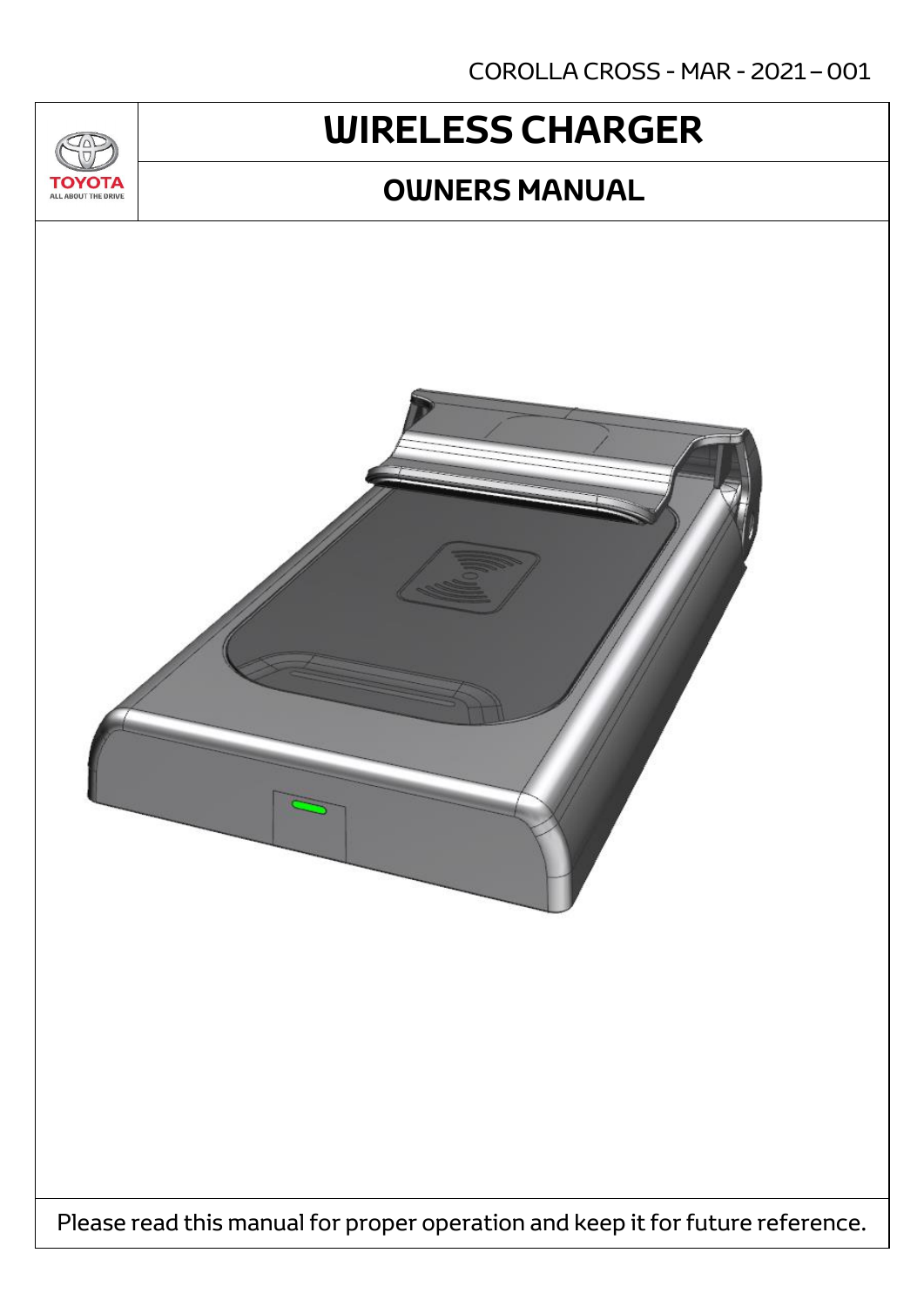COROLLA CROSS - MAR - 2021 – 001

TOYOTA
ALL ABOUT THE DRIVE

# WIRELESS CHARGER

## OWNERS MANUAL

Please read this manual for proper operation and keep it for future reference.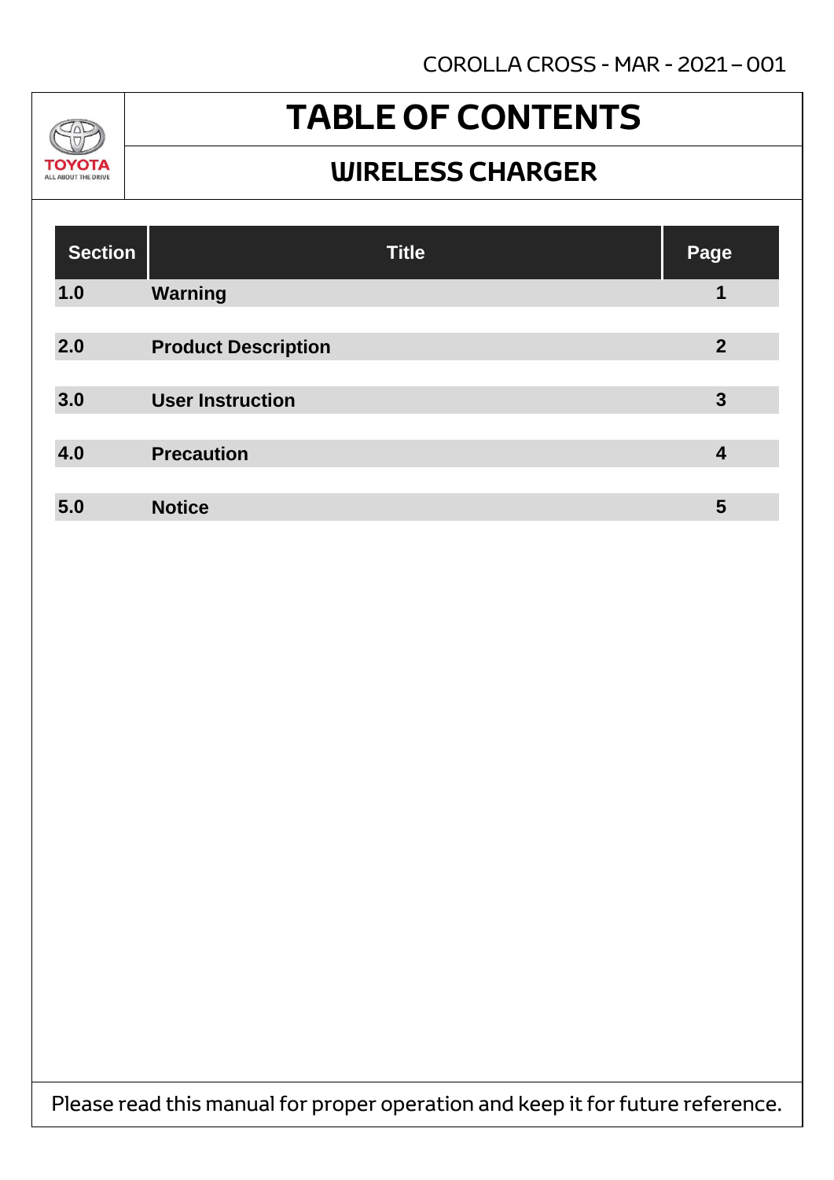# TABLE OF CONTENTS

## WIRELESS CHARGER

| Section | Title | Page |
|---|---|---|
| **1.0** | **Warning** | **1** |
| **2.0** | **Product Description** | **2** |
| **3.0** | **User Instruction** | **3** |
| **4.0** | **Precaution** | **4** |
| **5.0** | **Notice** | **5** |

Please read this manual for proper operation and keep it for future reference.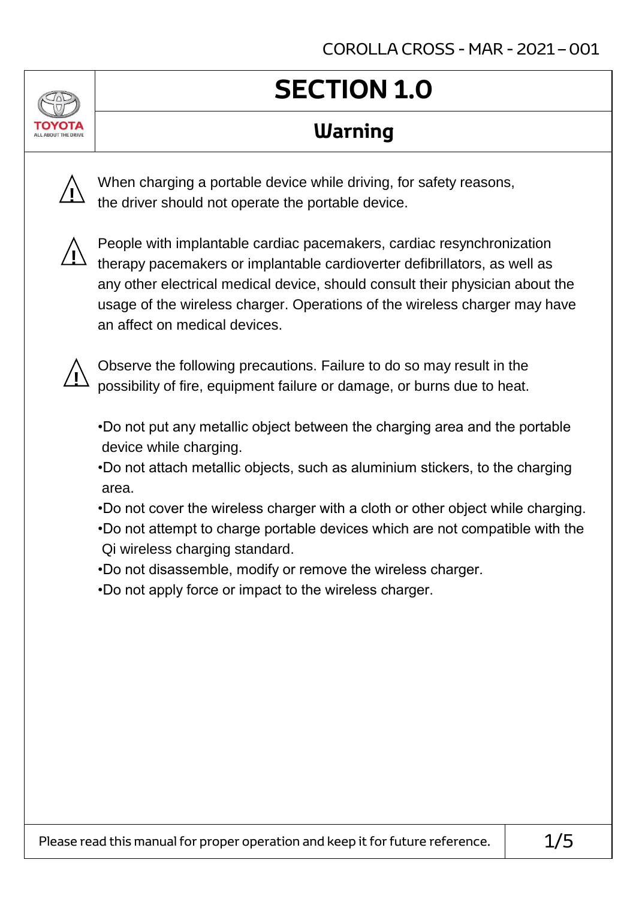# SECTION 1.0

## Warning

⚠ When charging a portable device while driving, for safety reasons, the driver should not operate the portable device.

⚠ People with implantable cardiac pacemakers, cardiac resynchronization therapy pacemakers or implantable cardioverter defibrillators, as well as any other electrical medical device, should consult their physician about the usage of the wireless charger. Operations of the wireless charger may have an affect on medical devices.

⚠ Observe the following precautions. Failure to do so may result in the possibility of fire, equipment failure or damage, or burns due to heat.

- Do not put any metallic object between the charging area and the portable device while charging.
- Do not attach metallic objects, such as aluminium stickers, to the charging area.
- Do not cover the wireless charger with a cloth or other object while charging.
- Do not attempt to charge portable devices which are not compatible with the Qi wireless charging standard.
- Do not disassemble, modify or remove the wireless charger.
- Do not apply force or impact to the wireless charger.

Please read this manual for proper operation and keep it for future reference.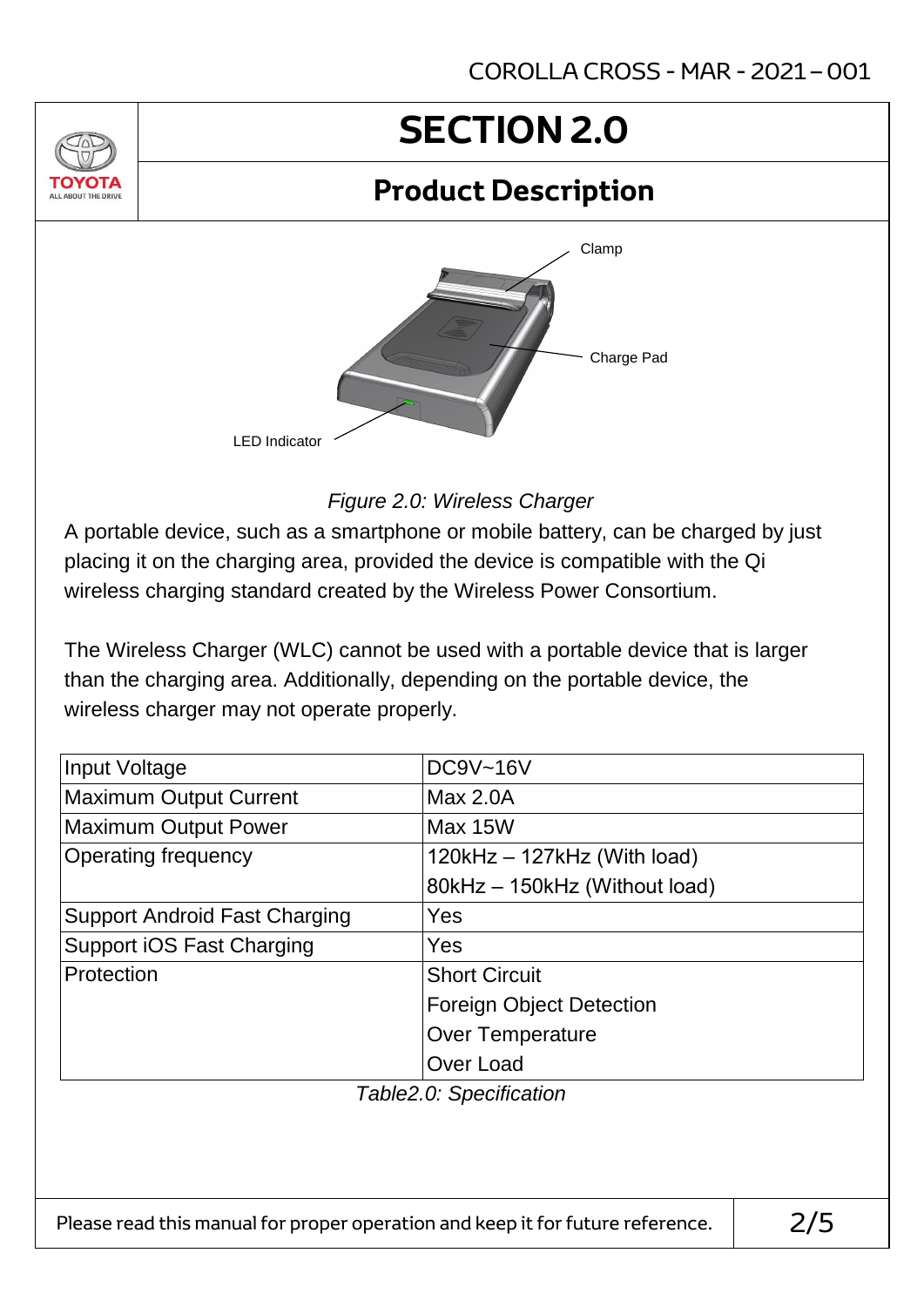# SECTION 2.0

## Product Description

Clamp

Charge Pad

LED Indicator

*Figure 2.0: Wireless Charger*

A portable device, such as a smartphone or mobile battery, can be charged by just placing it on the charging area, provided the device is compatible with the Qi wireless charging standard created by the Wireless Power Consortium.

The Wireless Charger (WLC) cannot be used with a portable device that is larger than the charging area. Additionally, depending on the portable device, the wireless charger may not operate properly.

| | |
|---|---|
| Input Voltage | DC9V~16V |
| Maximum Output Current | Max 2.0A |
| Maximum Output Power | Max 15W |
| Operating frequency | 120kHz – 127kHz (With load)<br>80kHz – 150kHz (Without load) |
| Support Android Fast Charging | Yes |
| Support iOS Fast Charging | Yes |
| Protection | Short Circuit<br>Foreign Object Detection<br>Over Temperature<br>Over Load |

*Table2.0: Specification*

Please read this manual for proper operation and keep it for future reference.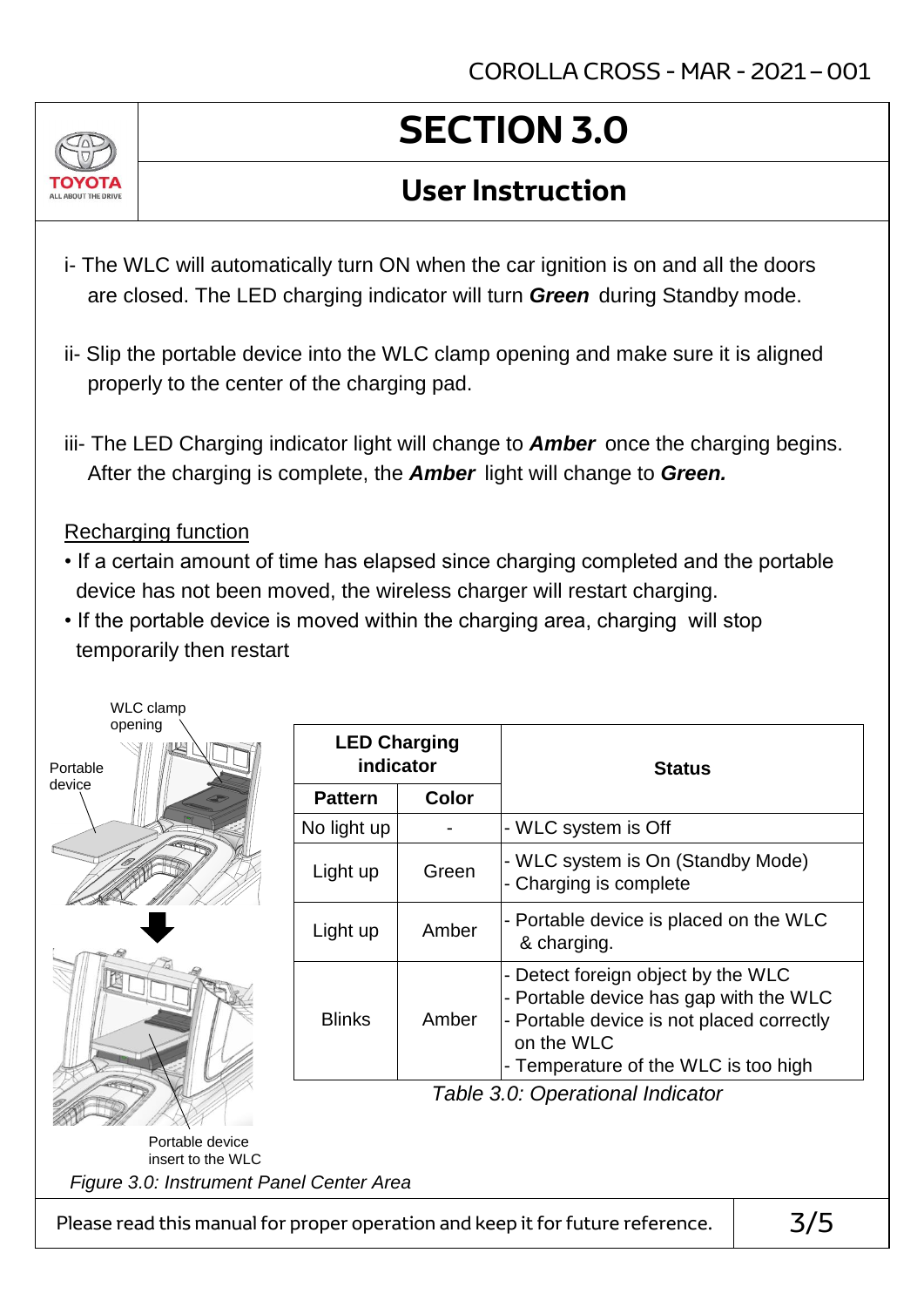# SECTION 3.0

## User Instruction

i- The WLC will automatically turn ON when the car ignition is on and all the doors are closed. The LED charging indicator will turn ***Green*** during Standby mode.

ii- Slip the portable device into the WLC clamp opening and make sure it is aligned properly to the center of the charging pad.

iii- The LED Charging indicator light will change to ***Amber*** once the charging begins. After the charging is complete, the ***Amber*** light will change to ***Green.***

<u>Recharging function</u>

- If a certain amount of time has elapsed since charging completed and the portable device has not been moved, the wireless charger will restart charging.
- If the portable device is moved within the charging area, charging will stop temporarily then restart

WLC clamp opening

Portable device

Portable device insert to the WLC

*Figure 3.0: Instrument Panel Center Area*

| LED Charging indicator | | Status |
|---|---|---|
| **Pattern** | **Color** | |
| No light up | - | - WLC system is Off |
| Light up | Green | - WLC system is On (Standby Mode)<br>- Charging is complete |
| Light up | Amber | - Portable device is placed on the WLC & charging. |
| Blinks | Amber | - Detect foreign object by the WLC<br>- Portable device has gap with the WLC<br>- Portable device is not placed correctly on the WLC<br>- Temperature of the WLC is too high |

*Table 3.0: Operational Indicator*

Please read this manual for proper operation and keep it for future reference.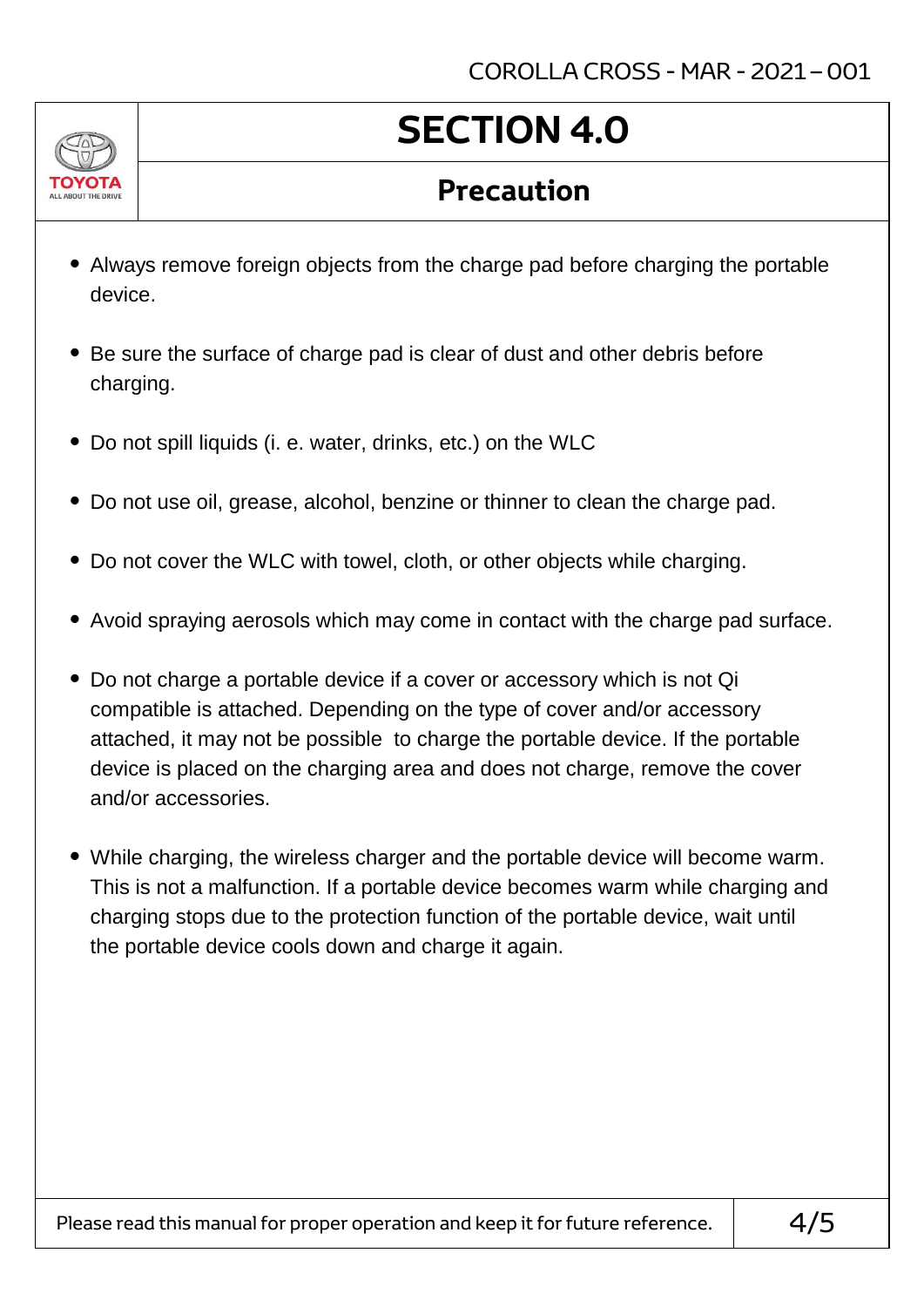# SECTION 4.0

## Precaution

- Always remove foreign objects from the charge pad before charging the portable device.
- Be sure the surface of charge pad is clear of dust and other debris before charging.
- Do not spill liquids (i. e. water, drinks, etc.) on the WLC
- Do not use oil, grease, alcohol, benzine or thinner to clean the charge pad.
- Do not cover the WLC with towel, cloth, or other objects while charging.
- Avoid spraying aerosols which may come in contact with the charge pad surface.
- Do not charge a portable device if a cover or accessory which is not Qi compatible is attached. Depending on the type of cover and/or accessory attached, it may not be possible to charge the portable device. If the portable device is placed on the charging area and does not charge, remove the cover and/or accessories.
- While charging, the wireless charger and the portable device will become warm. This is not a malfunction. If a portable device becomes warm while charging and charging stops due to the protection function of the portable device, wait until the portable device cools down and charge it again.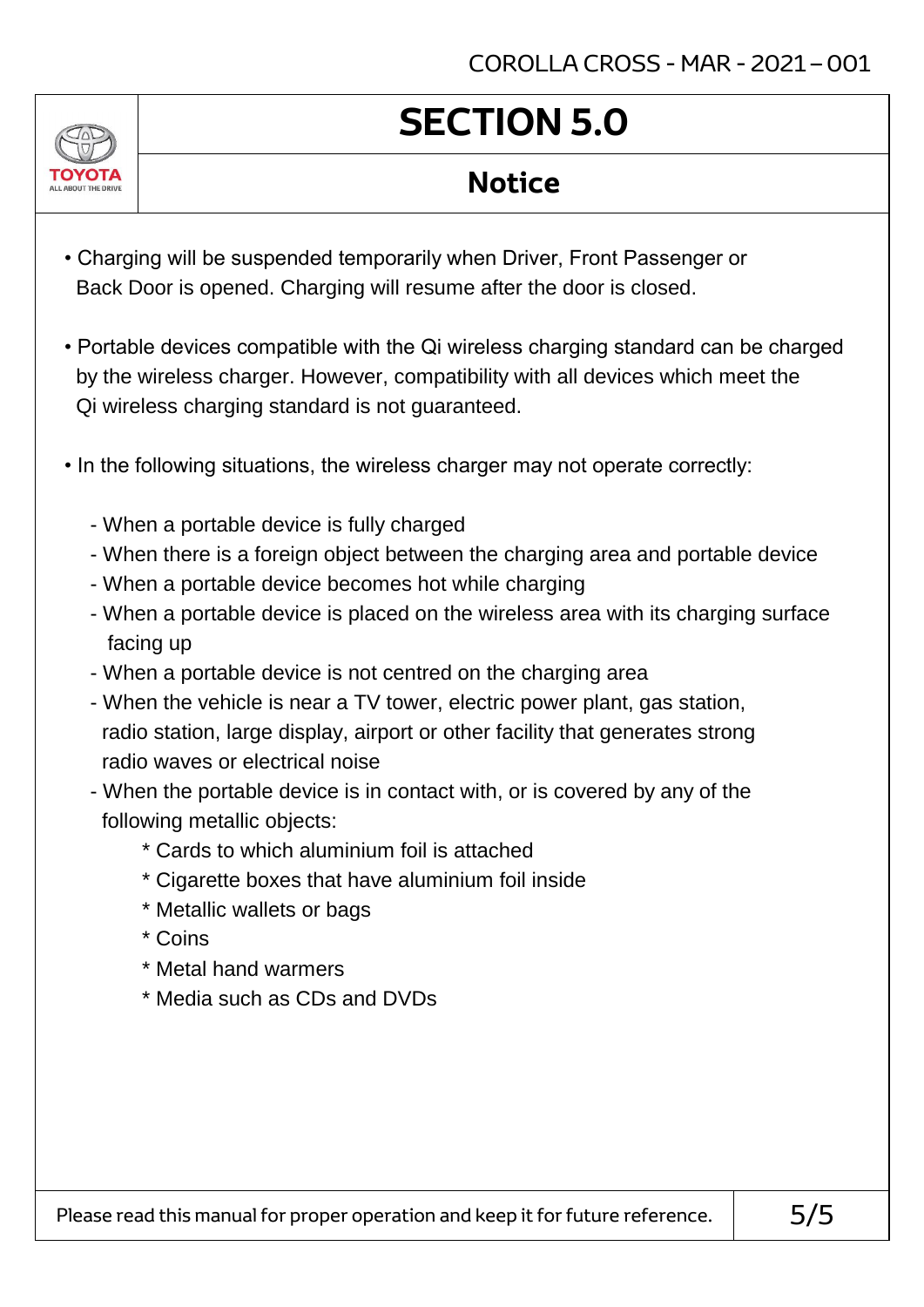# SECTION 5.0

## Notice

- Charging will be suspended temporarily when Driver, Front Passenger or Back Door is opened. Charging will resume after the door is closed.

- Portable devices compatible with the Qi wireless charging standard can be charged by the wireless charger. However, compatibility with all devices which meet the Qi wireless charging standard is not guaranteed.

- In the following situations, the wireless charger may not operate correctly:

  - When a portable device is fully charged
  - When there is a foreign object between the charging area and portable device
  - When a portable device becomes hot while charging
  - When a portable device is placed on the wireless area with its charging surface facing up
  - When a portable device is not centred on the charging area
  - When the vehicle is near a TV tower, electric power plant, gas station, radio station, large display, airport or other facility that generates strong radio waves or electrical noise
  - When the portable device is in contact with, or is covered by any of the following metallic objects:
    - Cards to which aluminium foil is attached
    - Cigarette boxes that have aluminium foil inside
    - Metallic wallets or bags
    - Coins
    - Metal hand warmers
    - Media such as CDs and DVDs

Please read this manual for proper operation and keep it for future reference.